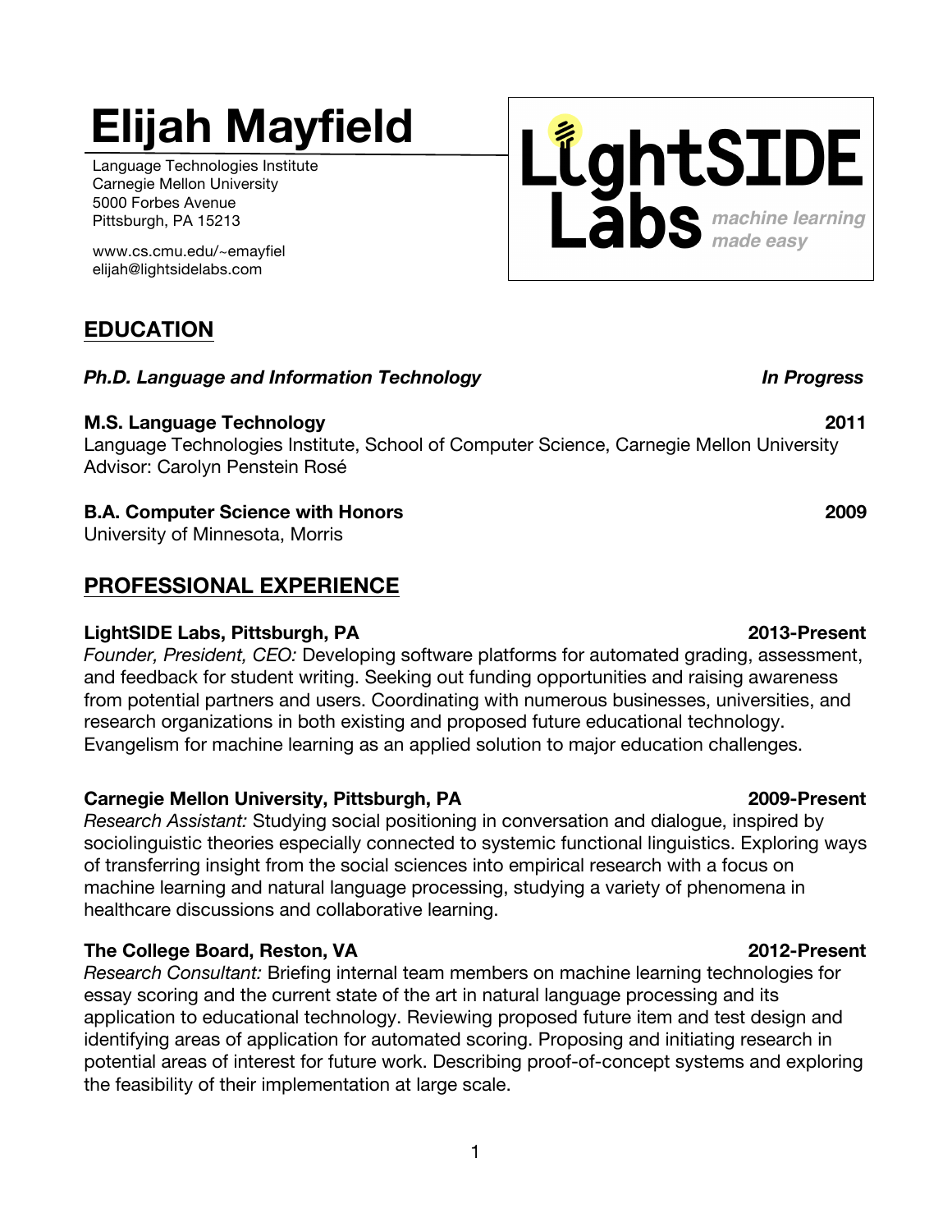# Elijah Mayfield

Language Technologies Institute
Carnegie Mellon University
5000 Forbes Avenue
Pittsburgh, PA 15213

www.cs.cmu.edu/~emayfiel
elijah@lightsidelabs.com

LightSIDE Labs *machine learning made easy*

## EDUCATION

***Ph.D. Language and Information Technology*** — ***In Progress***

**M.S. Language Technology** — **2011**
Language Technologies Institute, School of Computer Science, Carnegie Mellon University
Advisor: Carolyn Penstein Rosé

**B.A. Computer Science with Honors** — **2009**
University of Minnesota, Morris

## PROFESSIONAL EXPERIENCE

**LightSIDE Labs, Pittsburgh, PA** — **2013-Present**
*Founder, President, CEO:* Developing software platforms for automated grading, assessment, and feedback for student writing. Seeking out funding opportunities and raising awareness from potential partners and users. Coordinating with numerous businesses, universities, and research organizations in both existing and proposed future educational technology. Evangelism for machine learning as an applied solution to major education challenges.

**Carnegie Mellon University, Pittsburgh, PA** — **2009-Present**
*Research Assistant:* Studying social positioning in conversation and dialogue, inspired by sociolinguistic theories especially connected to systemic functional linguistics. Exploring ways of transferring insight from the social sciences into empirical research with a focus on machine learning and natural language processing, studying a variety of phenomena in healthcare discussions and collaborative learning.

**The College Board, Reston, VA** — **2012-Present**
*Research Consultant:* Briefing internal team members on machine learning technologies for essay scoring and the current state of the art in natural language processing and its application to educational technology. Reviewing proposed future item and test design and identifying areas of application for automated scoring. Proposing and initiating research in potential areas of interest for future work. Describing proof-of-concept systems and exploring the feasibility of their implementation at large scale.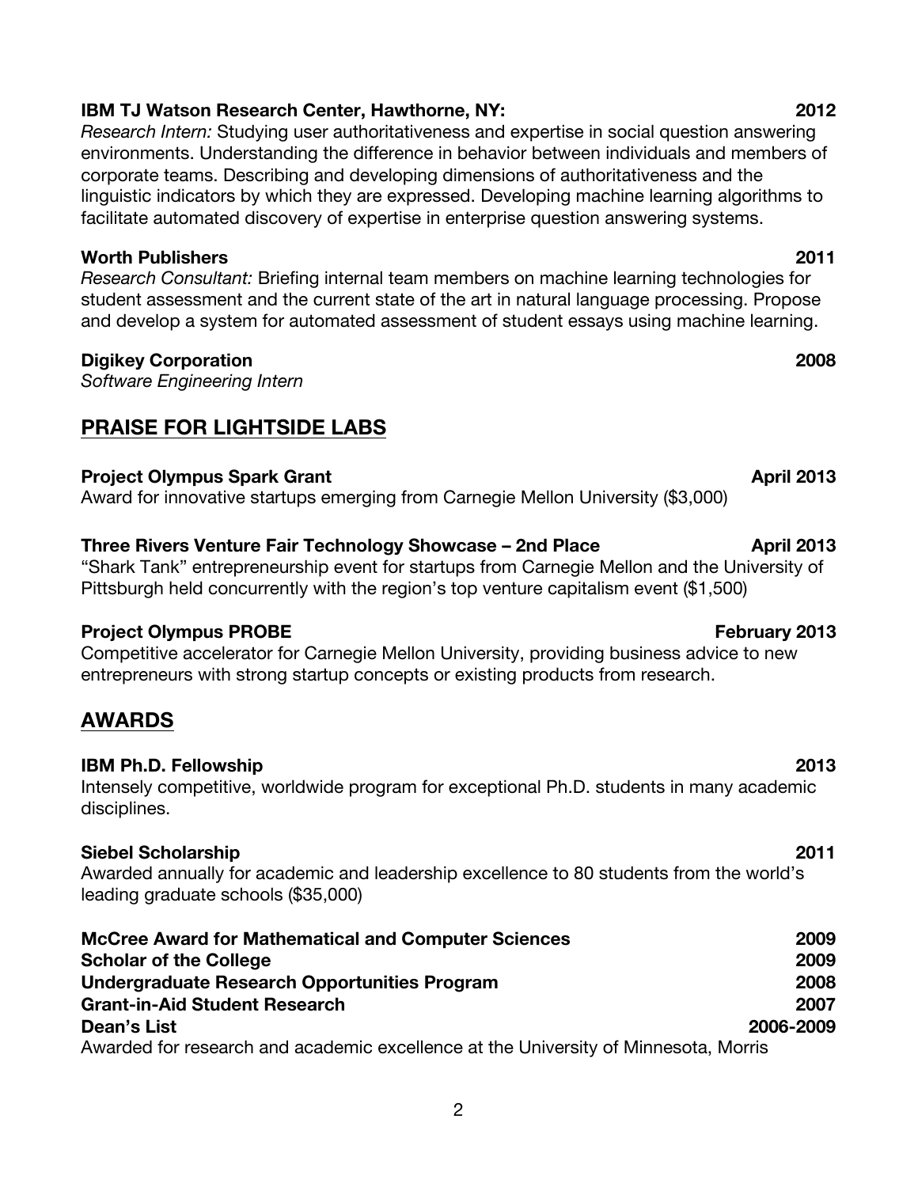**IBM TJ Watson Research Center, Hawthorne, NY:** **2012**
*Research Intern:* Studying user authoritativeness and expertise in social question answering environments. Understanding the difference in behavior between individuals and members of corporate teams. Describing and developing dimensions of authoritativeness and the linguistic indicators by which they are expressed. Developing machine learning algorithms to facilitate automated discovery of expertise in enterprise question answering systems.

**Worth Publishers** **2011**
*Research Consultant:* Briefing internal team members on machine learning technologies for student assessment and the current state of the art in natural language processing. Propose and develop a system for automated assessment of student essays using machine learning.

**Digikey Corporation** **2008**
*Software Engineering Intern*

## PRAISE FOR LIGHTSIDE LABS

**Project Olympus Spark Grant** **April 2013**
Award for innovative startups emerging from Carnegie Mellon University ($3,000)

**Three Rivers Venture Fair Technology Showcase – 2nd Place** **April 2013**
"Shark Tank" entrepreneurship event for startups from Carnegie Mellon and the University of Pittsburgh held concurrently with the region's top venture capitalism event ($1,500)

**Project Olympus PROBE** **February 2013**
Competitive accelerator for Carnegie Mellon University, providing business advice to new entrepreneurs with strong startup concepts or existing products from research.

## AWARDS

**IBM Ph.D. Fellowship** **2013**
Intensely competitive, worldwide program for exceptional Ph.D. students in many academic disciplines.

**Siebel Scholarship** **2011**
Awarded annually for academic and leadership excellence to 80 students from the world's leading graduate schools ($35,000)

**McCree Award for Mathematical and Computer Sciences** **2009**
**Scholar of the College** **2009**
**Undergraduate Research Opportunities Program** **2008**
**Grant-in-Aid Student Research** **2007**
**Dean's List** **2006-2009**
Awarded for research and academic excellence at the University of Minnesota, Morris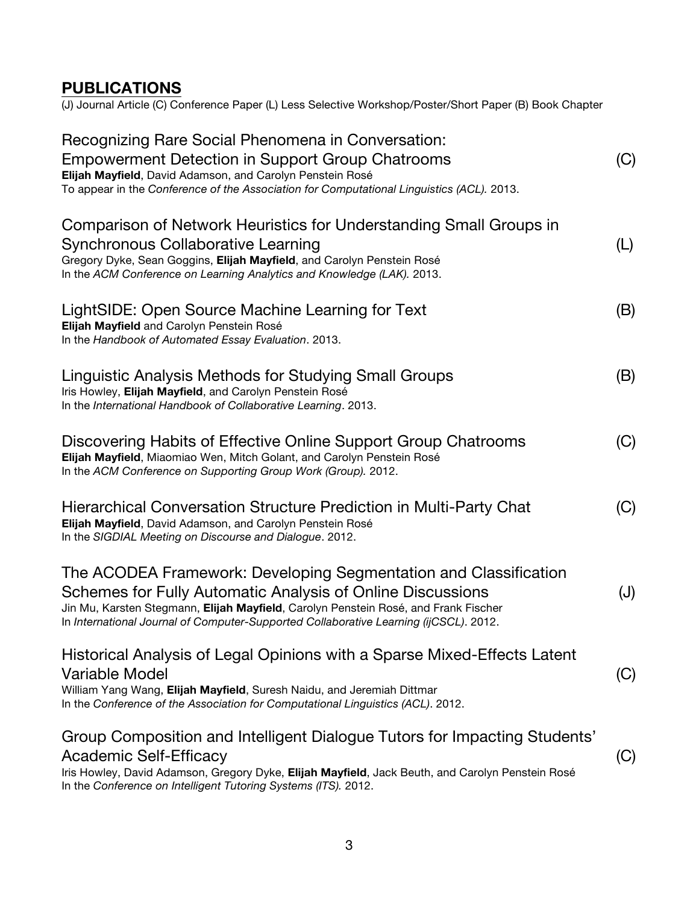## PUBLICATIONS

(J) Journal Article (C) Conference Paper (L) Less Selective Workshop/Poster/Short Paper (B) Book Chapter

Recognizing Rare Social Phenomena in Conversation: Empowerment Detection in Support Group Chatrooms (C)
**Elijah Mayfield**, David Adamson, and Carolyn Penstein Rosé
To appear in the *Conference of the Association for Computational Linguistics (ACL).* 2013.

Comparison of Network Heuristics for Understanding Small Groups in Synchronous Collaborative Learning (L)
Gregory Dyke, Sean Goggins, **Elijah Mayfield**, and Carolyn Penstein Rosé
In the *ACM Conference on Learning Analytics and Knowledge (LAK).* 2013.

LightSIDE: Open Source Machine Learning for Text (B)
**Elijah Mayfield** and Carolyn Penstein Rosé
In the *Handbook of Automated Essay Evaluation*. 2013.

Linguistic Analysis Methods for Studying Small Groups (B)
Iris Howley, **Elijah Mayfield**, and Carolyn Penstein Rosé
In the *International Handbook of Collaborative Learning*. 2013.

Discovering Habits of Effective Online Support Group Chatrooms (C)
**Elijah Mayfield**, Miaomiao Wen, Mitch Golant, and Carolyn Penstein Rosé
In the *ACM Conference on Supporting Group Work (Group).* 2012.

Hierarchical Conversation Structure Prediction in Multi-Party Chat (C)
**Elijah Mayfield**, David Adamson, and Carolyn Penstein Rosé
In the *SIGDIAL Meeting on Discourse and Dialogue*. 2012.

The ACODEA Framework: Developing Segmentation and Classification Schemes for Fully Automatic Analysis of Online Discussions (J)
Jin Mu, Karsten Stegmann, **Elijah Mayfield**, Carolyn Penstein Rosé, and Frank Fischer
In *International Journal of Computer-Supported Collaborative Learning (ijCSCL)*. 2012.

Historical Analysis of Legal Opinions with a Sparse Mixed-Effects Latent Variable Model (C)
William Yang Wang, **Elijah Mayfield**, Suresh Naidu, and Jeremiah Dittmar
In the *Conference of the Association for Computational Linguistics (ACL)*. 2012.

Group Composition and Intelligent Dialogue Tutors for Impacting Students' Academic Self-Efficacy (C)
Iris Howley, David Adamson, Gregory Dyke, **Elijah Mayfield**, Jack Beuth, and Carolyn Penstein Rosé
In the *Conference on Intelligent Tutoring Systems (ITS).* 2012.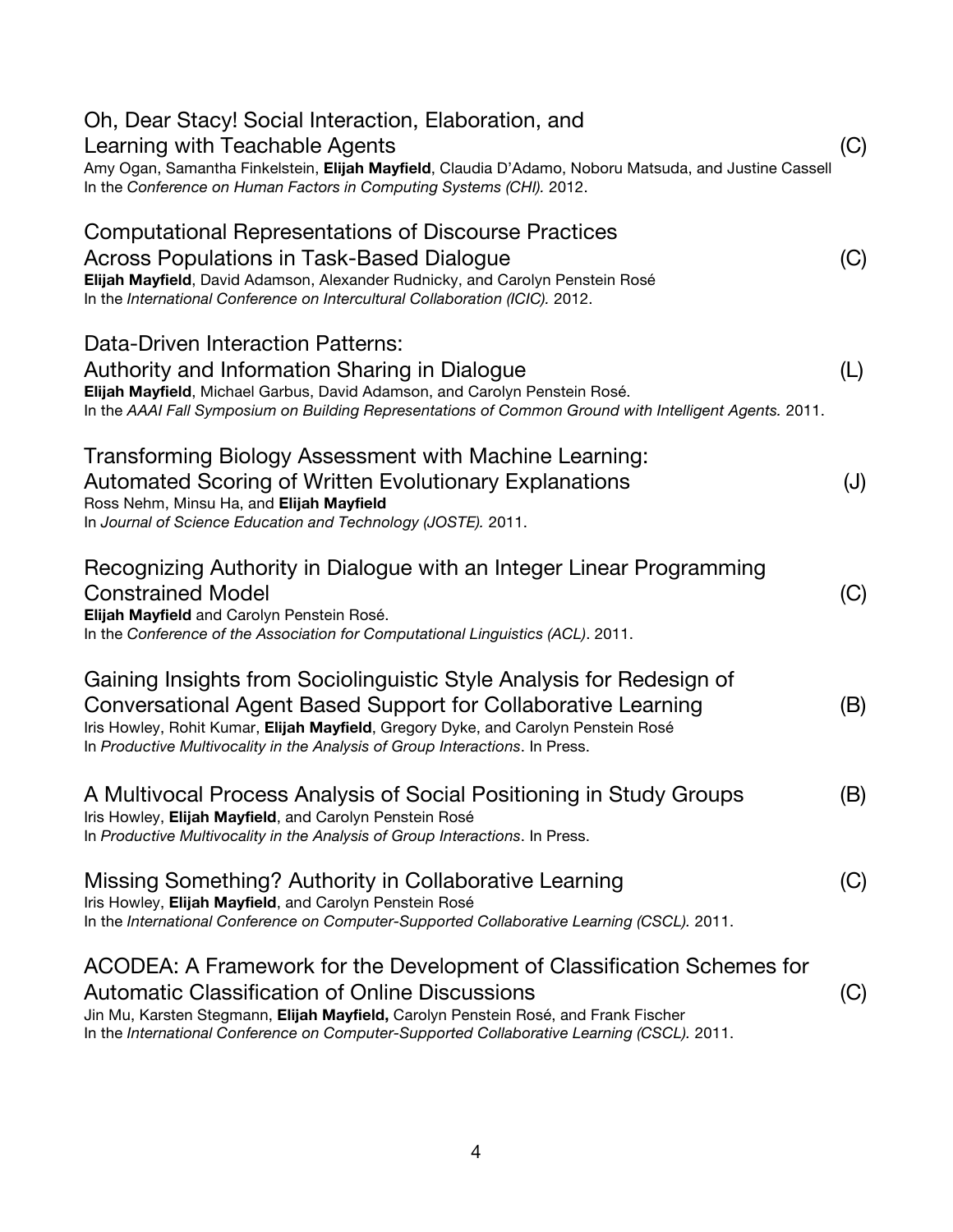Oh, Dear Stacy! Social Interaction, Elaboration, and Learning with Teachable Agents (C)
Amy Ogan, Samantha Finkelstein, **Elijah Mayfield**, Claudia D'Adamo, Noboru Matsuda, and Justine Cassell
In the *Conference on Human Factors in Computing Systems (CHI).* 2012.

Computational Representations of Discourse Practices Across Populations in Task-Based Dialogue (C)
**Elijah Mayfield**, David Adamson, Alexander Rudnicky, and Carolyn Penstein Rosé
In the *International Conference on Intercultural Collaboration (ICIC).* 2012.

Data-Driven Interaction Patterns: Authority and Information Sharing in Dialogue (L)
**Elijah Mayfield**, Michael Garbus, David Adamson, and Carolyn Penstein Rosé.
In the *AAAI Fall Symposium on Building Representations of Common Ground with Intelligent Agents.* 2011.

Transforming Biology Assessment with Machine Learning: Automated Scoring of Written Evolutionary Explanations (J)
Ross Nehm, Minsu Ha, and **Elijah Mayfield**
In *Journal of Science Education and Technology (JOSTE).* 2011.

Recognizing Authority in Dialogue with an Integer Linear Programming Constrained Model (C)
**Elijah Mayfield** and Carolyn Penstein Rosé.
In the *Conference of the Association for Computational Linguistics (ACL)*. 2011.

Gaining Insights from Sociolinguistic Style Analysis for Redesign of Conversational Agent Based Support for Collaborative Learning (B)
Iris Howley, Rohit Kumar, **Elijah Mayfield**, Gregory Dyke, and Carolyn Penstein Rosé
In *Productive Multivocality in the Analysis of Group Interactions*. In Press.

A Multivocal Process Analysis of Social Positioning in Study Groups (B)
Iris Howley, **Elijah Mayfield**, and Carolyn Penstein Rosé
In *Productive Multivocality in the Analysis of Group Interactions*. In Press.

Missing Something? Authority in Collaborative Learning (C)
Iris Howley, **Elijah Mayfield**, and Carolyn Penstein Rosé
In the *International Conference on Computer-Supported Collaborative Learning (CSCL).* 2011.

ACODEA: A Framework for the Development of Classification Schemes for Automatic Classification of Online Discussions (C)
Jin Mu, Karsten Stegmann, **Elijah Mayfield,** Carolyn Penstein Rosé, and Frank Fischer
In the *International Conference on Computer-Supported Collaborative Learning (CSCL).* 2011.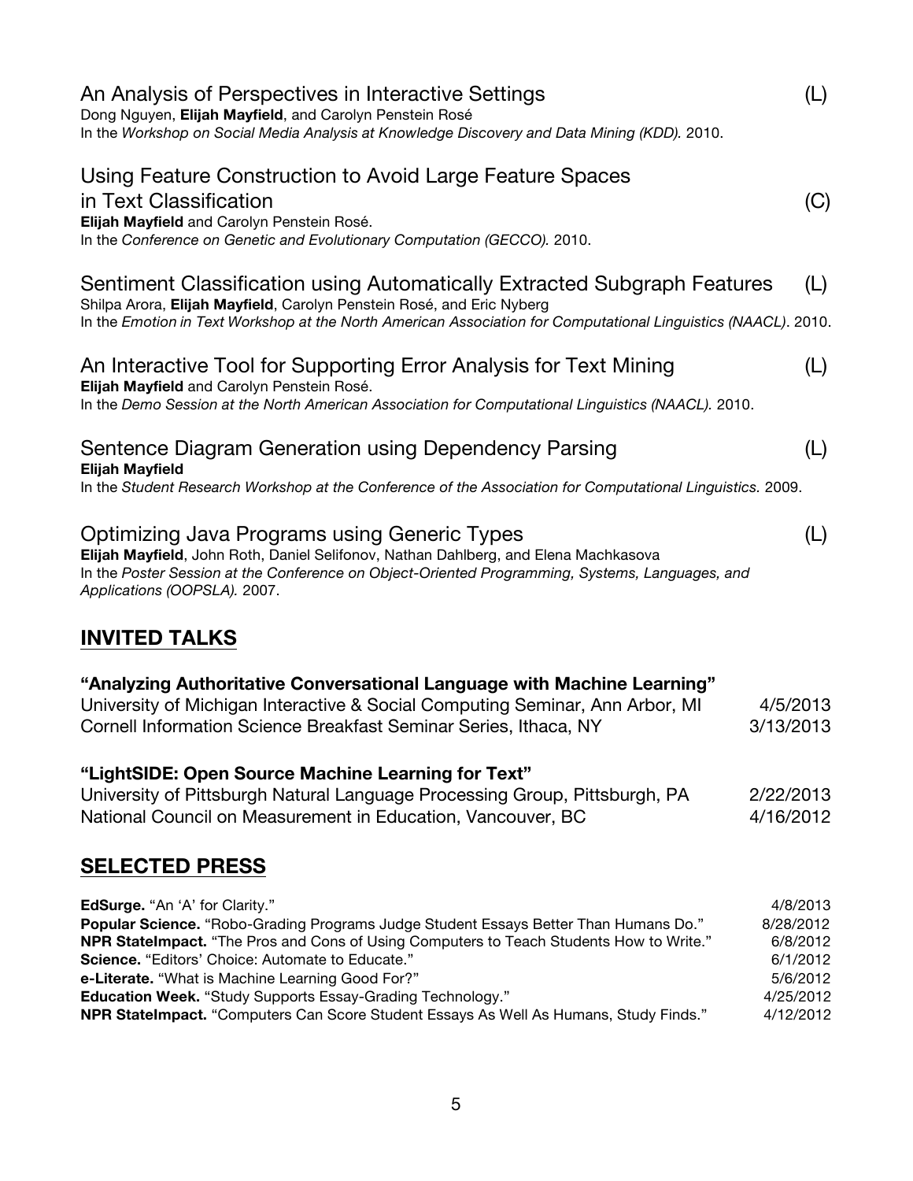An Analysis of Perspectives in Interactive Settings (L)
Dong Nguyen, **Elijah Mayfield**, and Carolyn Penstein Rosé
In the *Workshop on Social Media Analysis at Knowledge Discovery and Data Mining (KDD).* 2010.

Using Feature Construction to Avoid Large Feature Spaces in Text Classification (C)
**Elijah Mayfield** and Carolyn Penstein Rosé.
In the *Conference on Genetic and Evolutionary Computation (GECCO).* 2010.

Sentiment Classification using Automatically Extracted Subgraph Features (L)
Shilpa Arora, **Elijah Mayfield**, Carolyn Penstein Rosé, and Eric Nyberg
In the *Emotion in Text Workshop at the North American Association for Computational Linguistics (NAACL)*. 2010.

An Interactive Tool for Supporting Error Analysis for Text Mining (L)
**Elijah Mayfield** and Carolyn Penstein Rosé.
In the *Demo Session at the North American Association for Computational Linguistics (NAACL).* 2010.

Sentence Diagram Generation using Dependency Parsing (L)
**Elijah Mayfield**
In the *Student Research Workshop at the Conference of the Association for Computational Linguistics.* 2009.

Optimizing Java Programs using Generic Types (L)
**Elijah Mayfield**, John Roth, Daniel Selifonov, Nathan Dahlberg, and Elena Machkasova
In the *Poster Session at the Conference on Object-Oriented Programming, Systems, Languages, and Applications (OOPSLA).* 2007.

## INVITED TALKS

**"Analyzing Authoritative Conversational Language with Machine Learning"**

University of Michigan Interactive & Social Computing Seminar, Ann Arbor, MI 4/5/2013
Cornell Information Science Breakfast Seminar Series, Ithaca, NY 3/13/2013

**"LightSIDE: Open Source Machine Learning for Text"**

University of Pittsburgh Natural Language Processing Group, Pittsburgh, PA 2/22/2013
National Council on Measurement in Education, Vancouver, BC 4/16/2012

## SELECTED PRESS

**EdSurge.** "An 'A' for Clarity." 4/8/2013
**Popular Science.** "Robo-Grading Programs Judge Student Essays Better Than Humans Do." 8/28/2012
**NPR StateImpact.** "The Pros and Cons of Using Computers to Teach Students How to Write." 6/8/2012
**Science.** "Editors' Choice: Automate to Educate." 6/1/2012
**e-Literate.** "What is Machine Learning Good For?" 5/6/2012
**Education Week.** "Study Supports Essay-Grading Technology." 4/25/2012
**NPR StateImpact.** "Computers Can Score Student Essays As Well As Humans, Study Finds." 4/12/2012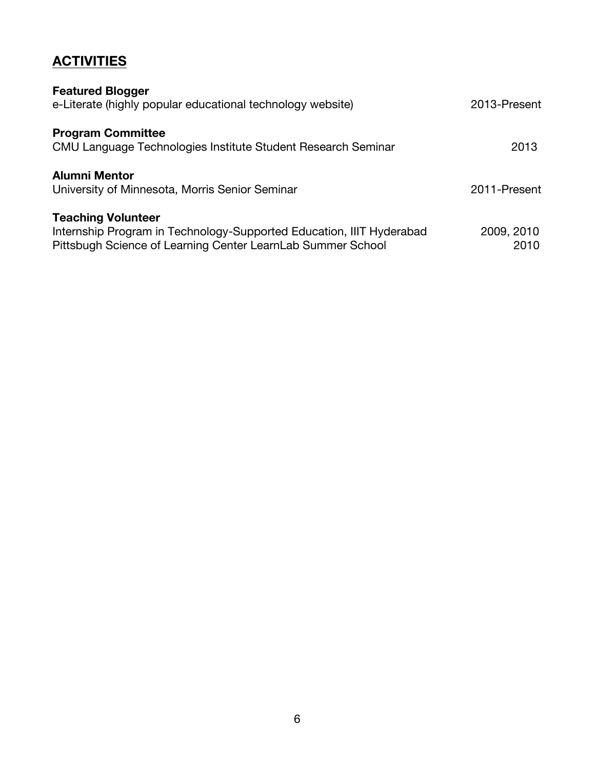## ACTIVITIES

**Featured Blogger**
e-Literate (highly popular educational technology website) 2013-Present

**Program Committee**
CMU Language Technologies Institute Student Research Seminar 2013

**Alumni Mentor**
University of Minnesota, Morris Senior Seminar 2011-Present

**Teaching Volunteer**
Internship Program in Technology-Supported Education, IIIT Hyderabad 2009, 2010
Pittsbugh Science of Learning Center LearnLab Summer School 2010